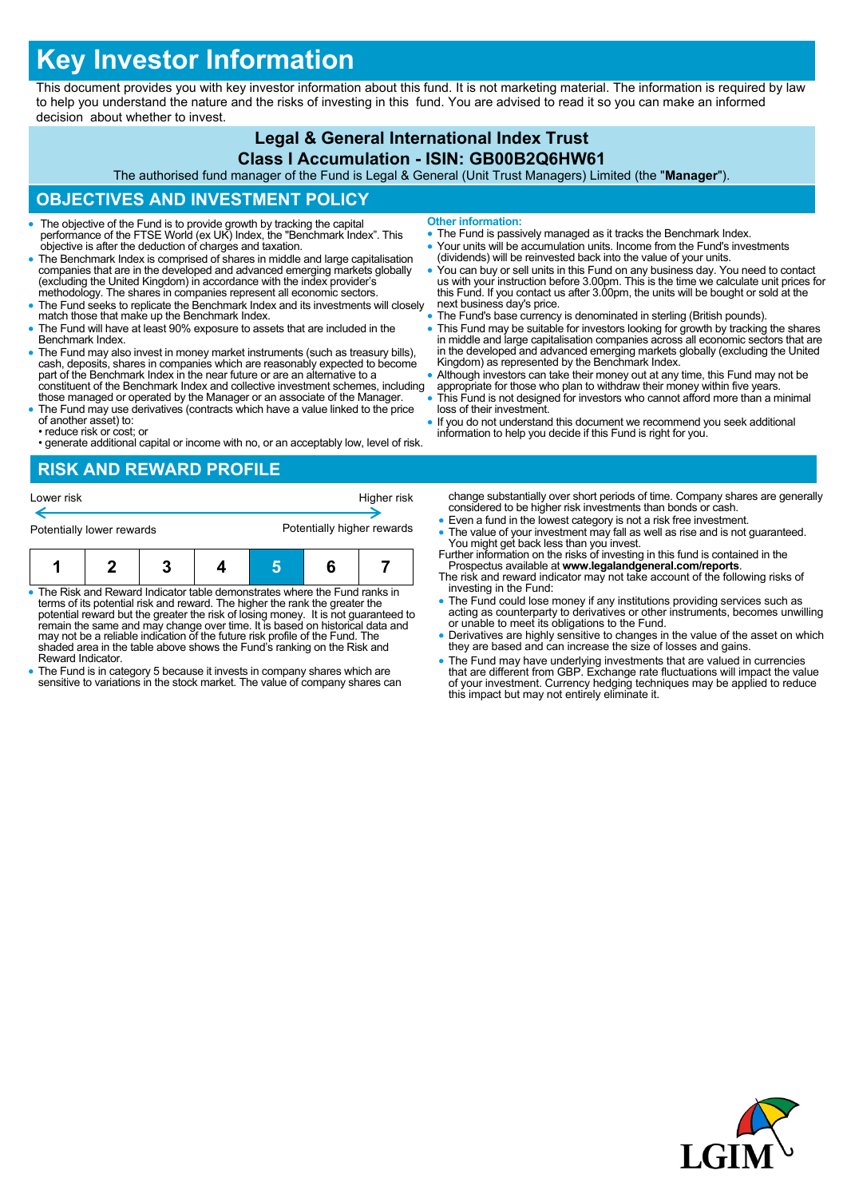# Key Investor Information

This document provides you with key investor information about this fund. It is not marketing material. The information is required by law to help you understand the nature and the risks of investing in this fund. You are advised to read it so you can make an informed decision about whether to invest.

**Legal & General International Index Trust**
**Class I Accumulation - ISIN: GB00B2Q6HW61**

The authorised fund manager of the Fund is Legal & General (Unit Trust Managers) Limited (the "**Manager**").

## OBJECTIVES AND INVESTMENT POLICY

- The objective of the Fund is to provide growth by tracking the capital performance of the FTSE World (ex UK) Index, the "Benchmark Index". This objective is after the deduction of charges and taxation.
- The Benchmark Index is comprised of shares in middle and large capitalisation companies that are in the developed and advanced emerging markets globally (excluding the United Kingdom) in accordance with the index provider's methodology. The shares in companies represent all economic sectors.
- The Fund seeks to replicate the Benchmark Index and its investments will closely match those that make up the Benchmark Index.
- The Fund will have at least 90% exposure to assets that are included in the Benchmark Index.
- The Fund may also invest in money market instruments (such as treasury bills), cash, deposits, shares in companies which are reasonably expected to become part of the Benchmark Index in the near future or are an alternative to a constituent of the Benchmark Index and collective investment schemes, including those managed or operated by the Manager or an associate of the Manager.
- The Fund may use derivatives (contracts which have a value linked to the price of another asset) to:
  - reduce risk or cost; or
  - generate additional capital or income with no, or an acceptably low, level of risk.

**Other information:**

- The Fund is passively managed as it tracks the Benchmark Index.
- Your units will be accumulation units. Income from the Fund's investments (dividends) will be reinvested back into the value of your units.
- You can buy or sell units in this Fund on any business day. You need to contact us with your instruction before 3.00pm. This is the time we calculate unit prices for this Fund. If you contact us after 3.00pm, the units will be bought or sold at the next business day's price.
- The Fund's base currency is denominated in sterling (British pounds).
- This Fund may be suitable for investors looking for growth by tracking the shares in middle and large capitalisation companies across all economic sectors that are in the developed and advanced emerging markets globally (excluding the United Kingdom) as represented by the Benchmark Index.
- Although investors can take their money out at any time, this Fund may not be appropriate for those who plan to withdraw their money within five years.
- This Fund is not designed for investors who cannot afford more than a minimal loss of their investment.
- If you do not understand this document we recommend you seek additional information to help you decide if this Fund is right for you.

## RISK AND REWARD PROFILE

Lower risk ← → Higher risk

Potentially lower rewards — Potentially higher rewards

| 1 | 2 | 3 | 4 | **5** | 6 | 7 |
|---|---|---|---|---|---|---|

- The Risk and Reward Indicator table demonstrates where the Fund ranks in terms of its potential risk and reward. The higher the rank the greater the potential reward but the greater the risk of losing money. It is not guaranteed to remain the same and may change over time. It is based on historical data and may not be a reliable indication of the future risk profile of the Fund. The shaded area in the table above shows the Fund's ranking on the Risk and Reward Indicator.
- The Fund is in category 5 because it invests in company shares which are sensitive to variations in the stock market. The value of company shares can change substantially over short periods of time. Company shares are generally considered to be higher risk investments than bonds or cash.
- Even a fund in the lowest category is not a risk free investment.
- The value of your investment may fall as well as rise and is not guaranteed. You might get back less than you invest.

Further information on the risks of investing in this fund is contained in the Prospectus available at **www.legalandgeneral.com/reports**.

The risk and reward indicator may not take account of the following risks of investing in the Fund:

- The Fund could lose money if any institutions providing services such as acting as counterparty to derivatives or other instruments, becomes unwilling or unable to meet its obligations to the Fund.
- Derivatives are highly sensitive to changes in the value of the asset on which they are based and can increase the size of losses and gains.
- The Fund may have underlying investments that are valued in currencies that are different from GBP. Exchange rate fluctuations will impact the value of your investment. Currency hedging techniques may be applied to reduce this impact but may not entirely eliminate it.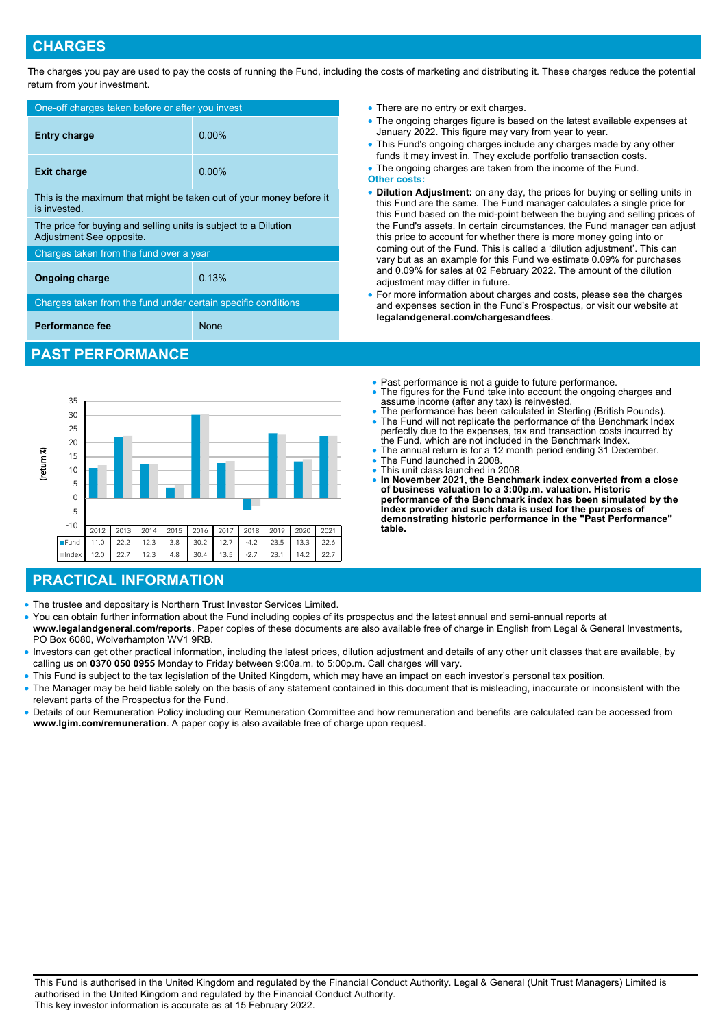## CHARGES

The charges you pay are used to pay the costs of running the Fund, including the costs of marketing and distributing it. These charges reduce the potential return from your investment.

| One-off charges taken before or after you invest | |
|---|---|
| **Entry charge** | 0.00% |
| **Exit charge** | 0.00% |
| This is the maximum that might be taken out of your money before it is invested. | |
| The price for buying and selling units is subject to a Dilution Adjustment See opposite. | |
| **Charges taken from the fund over a year** | |
| **Ongoing charge** | 0.13% |
| **Charges taken from the fund under certain specific conditions** | |
| **Performance fee** | None |

- There are no entry or exit charges.
- The ongoing charges figure is based on the latest available expenses at January 2022. This figure may vary from year to year.
- This Fund's ongoing charges include any charges made by any other funds it may invest in. They exclude portfolio transaction costs.
- The ongoing charges are taken from the income of the Fund.

**Other costs:**

- **Dilution Adjustment:** on any day, the prices for buying or selling units in this Fund are the same. The Fund manager calculates a single price for this Fund based on the mid-point between the buying and selling prices of the Fund's assets. In certain circumstances, the Fund manager can adjust this price to account for whether there is more money going into or coming out of the Fund. This is called a 'dilution adjustment'. This can vary but as an example for this Fund we estimate 0.09% for purchases and 0.09% for sales at 02 February 2022. The amount of the dilution adjustment may differ in future.
- For more information about charges and costs, please see the charges and expenses section in the Fund's Prospectus, or visit our website at **legalandgeneral.com/chargesandfees**.

## PAST PERFORMANCE

(return %)

35
30
25
20
15
10
5
0
-5
-10

2012 2013 2014 2015 2016 2017 2018 2019 2020 2021

Fund 11.0 22.2 12.3 3.8 30.2 12.7 -4.2 23.5 13.3 22.6

Index 12.0 22.7 12.3 4.8 30.4 13.5 -2.7 23.1 14.2 22.7

- Past performance is not a guide to future performance.
- The figures for the Fund take into account the ongoing charges and assume income (after any tax) is reinvested.
- The performance has been calculated in Sterling (British Pounds).
- The Fund will not replicate the performance of the Benchmark Index perfectly due to the expenses, tax and transaction costs incurred by the Fund, which are not included in the Benchmark Index.
- The annual return is for a 12 month period ending 31 December.
- The Fund launched in 2008.
- This unit class launched in 2008.
- **In November 2021, the Benchmark index converted from a close of business valuation to a 3:00p.m. valuation. Historic performance of the Benchmark index has been simulated by the Index provider and such data is used for the purposes of demonstrating historic performance in the "Past Performance" table.**

## PRACTICAL INFORMATION

- The trustee and depositary is Northern Trust Investor Services Limited.
- You can obtain further information about the Fund including copies of its prospectus and the latest annual and semi-annual reports at **www.legalandgeneral.com/reports**. Paper copies of these documents are also available free of charge in English from Legal & General Investments, PO Box 6080, Wolverhampton WV1 9RB.
- Investors can get other practical information, including the latest prices, dilution adjustment and details of any other unit classes that are available, by calling us on **0370 050 0955** Monday to Friday between 9:00a.m. to 5:00p.m. Call charges will vary.
- This Fund is subject to the tax legislation of the United Kingdom, which may have an impact on each investor's personal tax position.
- The Manager may be held liable solely on the basis of any statement contained in this document that is misleading, inaccurate or inconsistent with the relevant parts of the Prospectus for the Fund.
- Details of our Remuneration Policy including our Remuneration Committee and how remuneration and benefits are calculated can be accessed from **www.lgim.com/remuneration**. A paper copy is also available free of charge upon request.

This Fund is authorised in the United Kingdom and regulated by the Financial Conduct Authority. Legal & General (Unit Trust Managers) Limited is authorised in the United Kingdom and regulated by the Financial Conduct Authority.
This key investor information is accurate as at 15 February 2022.